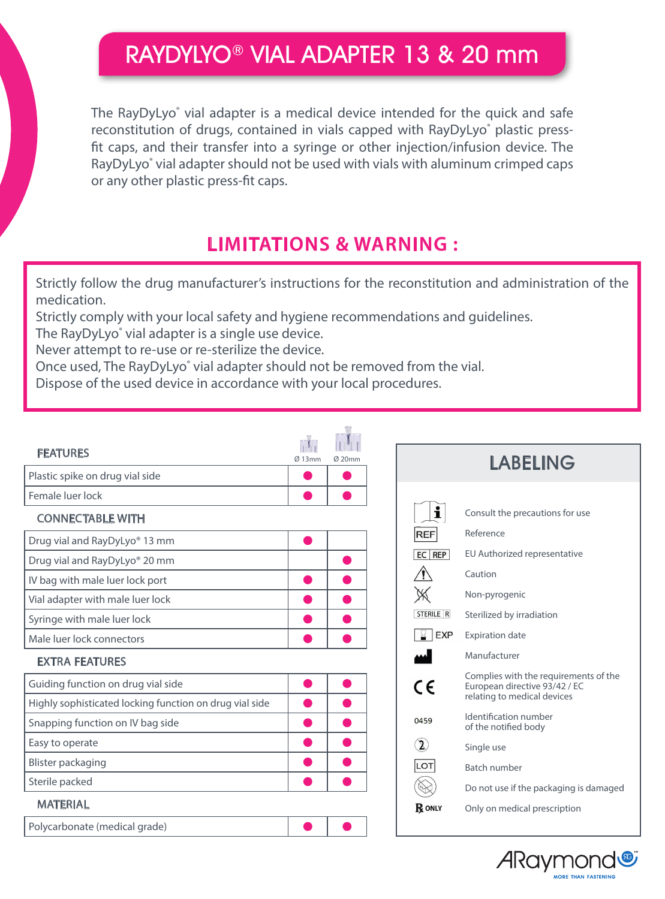# RAYDYLYO® VIAL ADAPTER 13 & 20 mm

The RayDyLyo® vial adapter is a medical device intended for the quick and safe reconstitution of drugs, contained in vials capped with RayDyLyo® plastic press-fit caps, and their transfer into a syringe or other injection/infusion device. The RayDyLyo® vial adapter should not be used with vials with aluminum crimped caps or any other plastic press-fit caps.

## LIMITATIONS & WARNING :

Strictly follow the drug manufacturer's instructions for the reconstitution and administration of the medication.
Strictly comply with your local safety and hygiene recommendations and guidelines.
The RayDyLyo® vial adapter is a single use device.
Never attempt to re-use or re-sterilize the device.
Once used, The RayDyLyo® vial adapter should not be removed from the vial.
Dispose of the used device in accordance with your local procedures.

| FEATURES | Ø 13mm | Ø 20mm |
|---|---|---|
| Plastic spike on drug vial side | ● | ● |
| Female luer lock | ● | ● |
| **CONNECTABLE WITH** | | |
| Drug vial and RayDyLyo® 13 mm | ● | |
| Drug vial and RayDyLyo® 20 mm | | ● |
| IV bag with male luer lock port | ● | ● |
| Vial adapter with male luer lock | ● | ● |
| Syringe with male luer lock | ● | ● |
| Male luer lock connectors | ● | ● |
| **EXTRA FEATURES** | | |
| Guiding function on drug vial side | ● | ● |
| Highly sophisticated locking function on drug vial side | ● | ● |
| Snapping function on IV bag side | ● | ● |
| Easy to operate | ● | ● |
| Blister packaging | ● | ● |
| Sterile packed | ● | ● |
| **MATERIAL** | | |
| Polycarbonate (medical grade) | ● | ● |

## LABELING

| Symbol | Meaning |
|---|---|
| i | Consult the precautions for use |
| REF | Reference |
| EC REP | EU Authorized representative |
| ⚠ | Caution |
| (Non-pyrogenic symbol) | Non-pyrogenic |
| STERILE R | Sterilized by irradiation |
| EXP | Expiration date |
| (Manufacturer symbol) | Manufacturer |
| CE | Complies with the requirements of the European directive 93/42 / EC relating to medical devices |
| 0459 | Identification number of the notified body |
| (2) | Single use |
| LOT | Batch number |
| (Damaged packaging symbol) | Do not use if the packaging is damaged |
| ℞ ONLY | Only on medical prescription |

ARaymond™ MORE THAN FASTENING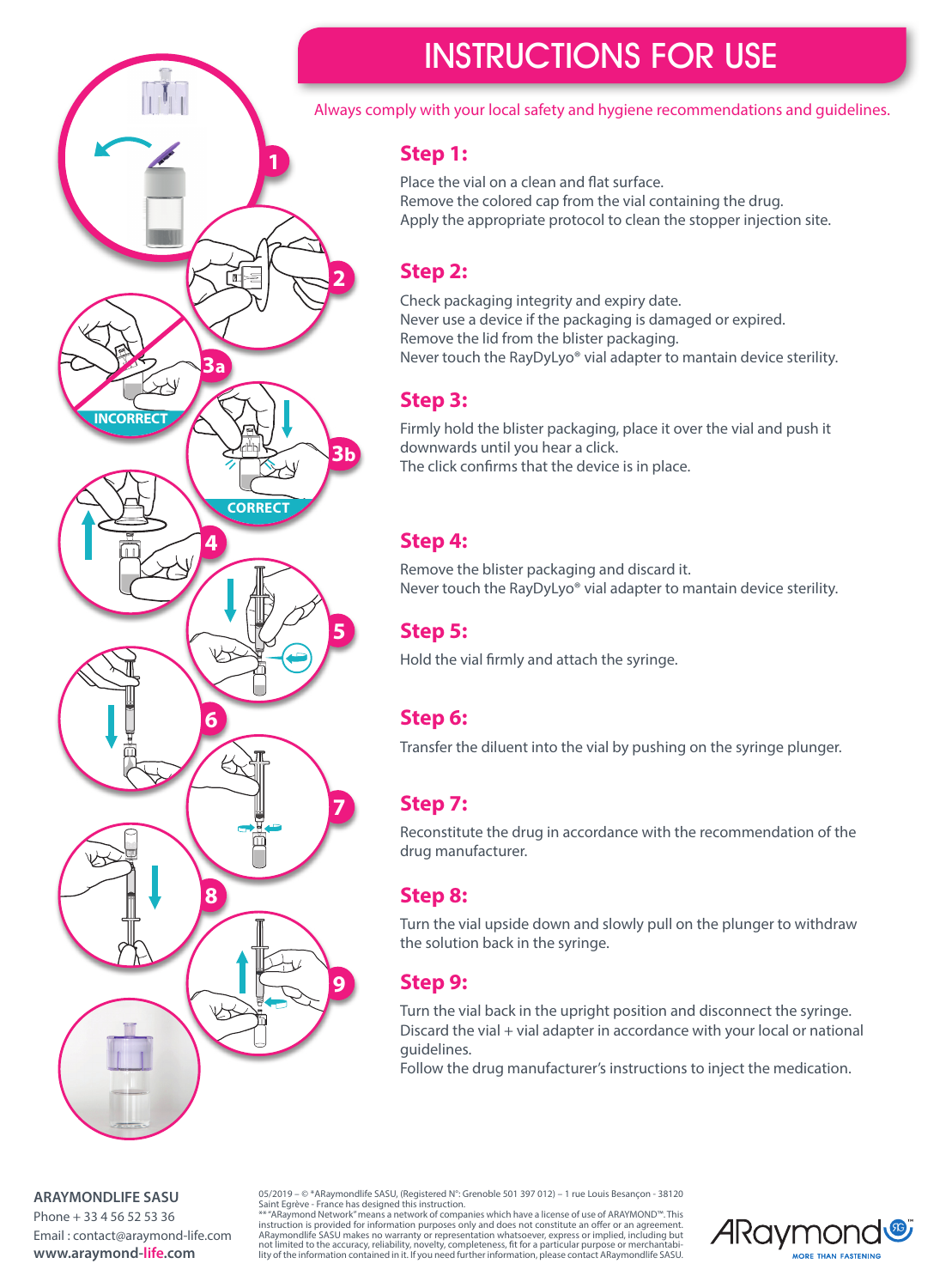# INSTRUCTIONS FOR USE

Always comply with your local safety and hygiene recommendations and guidelines.

INCORRECT

CORRECT

### Step 1:

Place the vial on a clean and flat surface.
Remove the colored cap from the vial containing the drug.
Apply the appropriate protocol to clean the stopper injection site.

### Step 2:

Check packaging integrity and expiry date.
Never use a device if the packaging is damaged or expired.
Remove the lid from the blister packaging.
Never touch the RayDyLyo® vial adapter to mantain device sterility.

### Step 3:

Firmly hold the blister packaging, place it over the vial and push it downwards until you hear a click.
The click confirms that the device is in place.

### Step 4:

Remove the blister packaging and discard it.
Never touch the RayDyLyo® vial adapter to mantain device sterility.

### Step 5:

Hold the vial firmly and attach the syringe.

### Step 6:

Transfer the diluent into the vial by pushing on the syringe plunger.

### Step 7:

Reconstitute the drug in accordance with the recommendation of the drug manufacturer.

### Step 8:

Turn the vial upside down and slowly pull on the plunger to withdraw the solution back in the syringe.

### Step 9:

Turn the vial back in the upright position and disconnect the syringe.
Discard the vial + vial adapter in accordance with your local or national guidelines.
Follow the drug manufacturer's instructions to inject the medication.

**ARAYMONDLIFE SASU**
Phone + 33 4 56 52 53 36
Email : contact@araymond-life.com
**www.araymond-life.com**

05/2019 – © *ARaymondlife SASU, (Registered N°: Grenoble 501 397 012) – 1 rue Louis Besançon - 38120 Saint Egrève - France has designed this instruction.
** "ARaymond Network" means a network of companies which have a license of use of ARAYMOND™. This instruction is provided for information purposes only and does not constitute an offer or an agreement. ARaymondlife SASU makes no warranty or representation whatsoever, express or implied, including but not limited to the accuracy, reliability, novelty, completeness, fit for a particular purpose or merchantability of the information contained in it. If you need further information, please contact ARaymondlife SASU.

ARaymond™ MORE THAN FASTENING